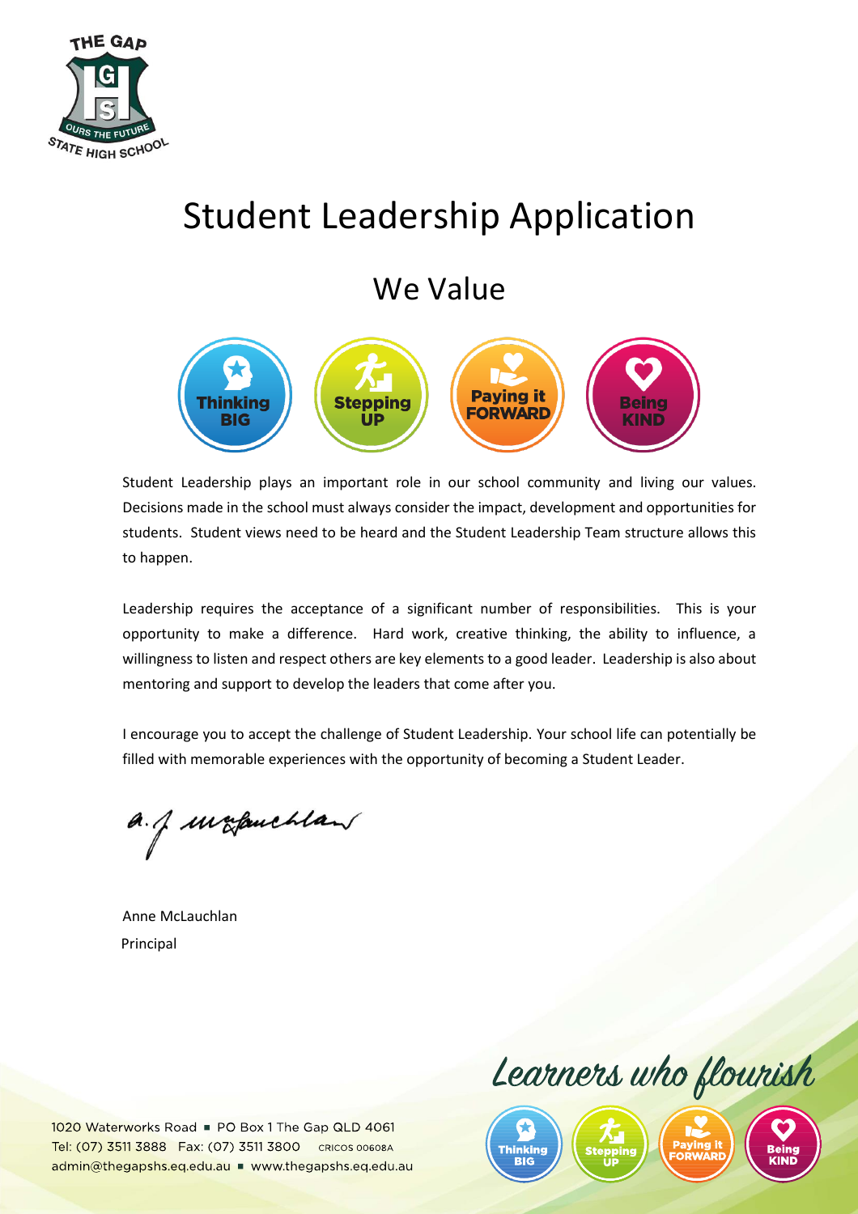# Student Leadership Application

## We Value

Thinking BIG | Stepping UP | Paying it FORWARD | Being KIND

Student Leadership plays an important role in our school community and living our values. Decisions made in the school must always consider the impact, development and opportunities for students. Student views need to be heard and the Student Leadership Team structure allows this to happen.

Leadership requires the acceptance of a significant number of responsibilities. This is your opportunity to make a difference. Hard work, creative thinking, the ability to influence, a willingness to listen and respect others are key elements to a good leader. Leadership is also about mentoring and support to develop the leaders that come after you.

I encourage you to accept the challenge of Student Leadership. Your school life can potentially be filled with memorable experiences with the opportunity of becoming a Student Leader.

Anne McLauchlan
Principal

*Learners who flourish*

1020 Waterworks Road ▪ PO Box 1 The Gap QLD 4061
Tel: (07) 3511 3888 Fax: (07) 3511 3800 CRICOS 00608A
admin@thegapshs.eq.edu.au ▪ www.thegapshs.eq.edu.au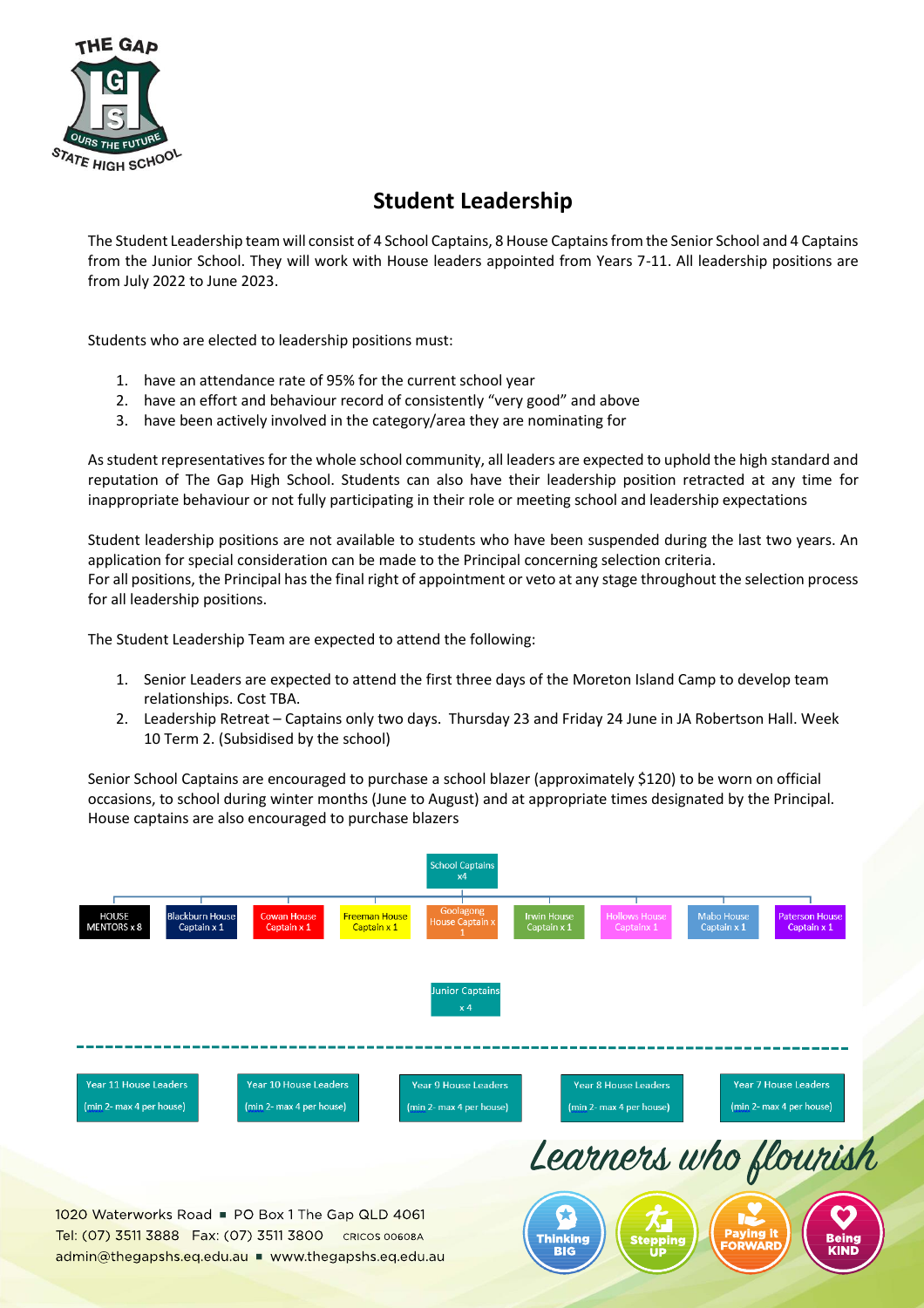# Student Leadership

The Student Leadership team will consist of 4 School Captains, 8 House Captains from the Senior School and 4 Captains from the Junior School. They will work with House leaders appointed from Years 7-11. All leadership positions are from July 2022 to June 2023.

Students who are elected to leadership positions must:

1. have an attendance rate of 95% for the current school year
2. have an effort and behaviour record of consistently "very good" and above
3. have been actively involved in the category/area they are nominating for

As student representatives for the whole school community, all leaders are expected to uphold the high standard and reputation of The Gap High School. Students can also have their leadership position retracted at any time for inappropriate behaviour or not fully participating in their role or meeting school and leadership expectations

Student leadership positions are not available to students who have been suspended during the last two years. An application for special consideration can be made to the Principal concerning selection criteria.
For all positions, the Principal has the final right of appointment or veto at any stage throughout the selection process for all leadership positions.

The Student Leadership Team are expected to attend the following:

1. Senior Leaders are expected to attend the first three days of the Moreton Island Camp to develop team relationships. Cost TBA.
2. Leadership Retreat – Captains only two days. Thursday 23 and Friday 24 June in JA Robertson Hall. Week 10 Term 2. (Subsidised by the school)

Senior School Captains are encouraged to purchase a school blazer (approximately $120) to be worn on official occasions, to school during winter months (June to August) and at appropriate times designated by the Principal. House captains are also encouraged to purchase blazers

School Captains x4

- HOUSE MENTORS x 8
- Blackburn House Captain x 1
- Cowan House Captain x 1
- Freeman House Captain x 1
- Goolagong House Captain x 1
- Irwin House Captain x 1
- Hollows House Captainx 1
- Mabo House Captain x 1
- Paterson House Captain x 1

Junior Captains x 4

- Year 11 House Leaders (min 2- max 4 per house)
- Year 10 House Leaders (min 2- max 4 per house)
- Year 9 House Leaders (min 2- max 4 per house)
- Year 8 House Leaders (min 2- max 4 per house)
- Year 7 House Leaders (min 2- max 4 per house)

Learners who flourish

Thinking BIG | Stepping UP | Paying it FORWARD | Being KIND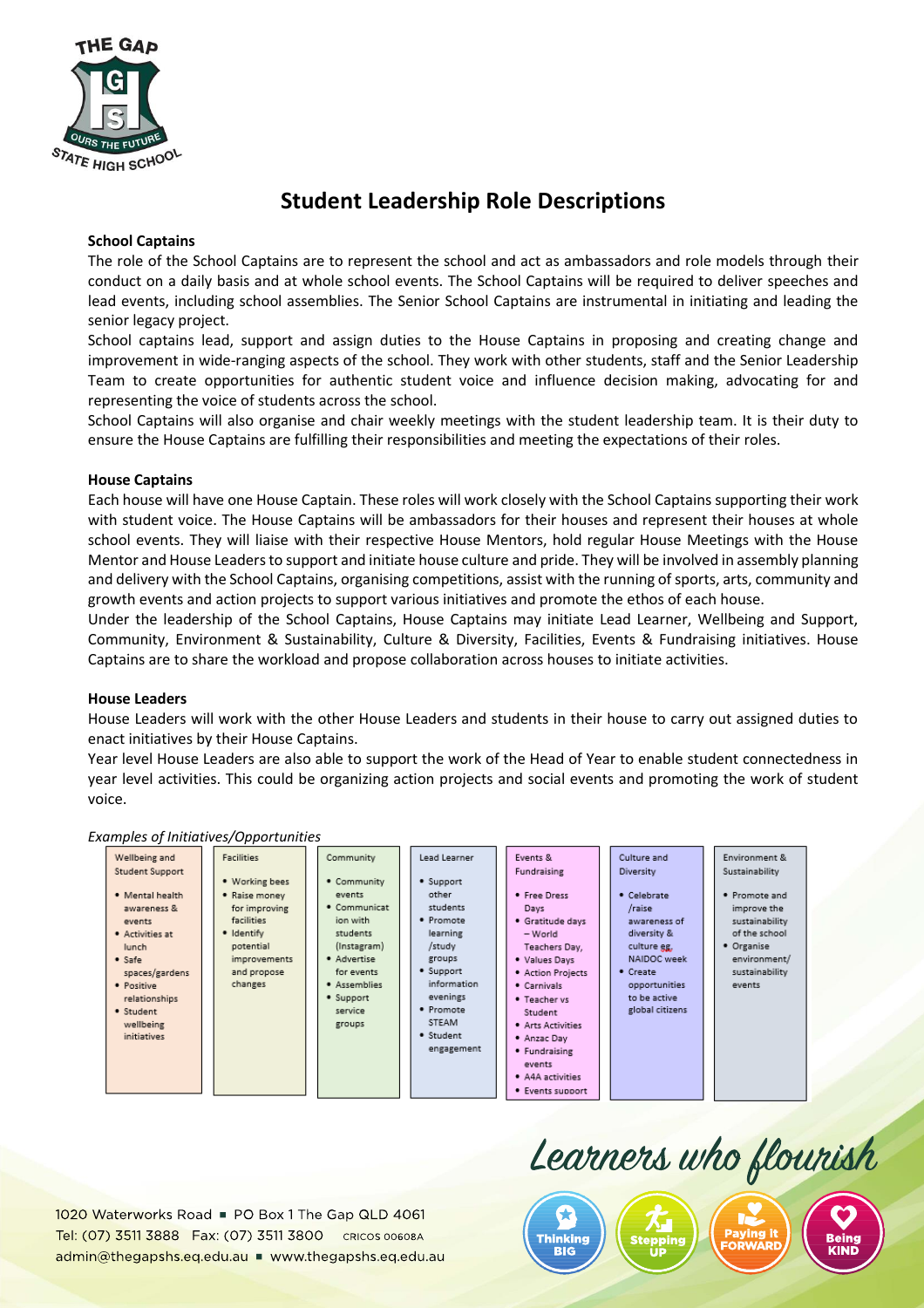# Student Leadership Role Descriptions

**School Captains**

The role of the School Captains are to represent the school and act as ambassadors and role models through their conduct on a daily basis and at whole school events. The School Captains will be required to deliver speeches and lead events, including school assemblies. The Senior School Captains are instrumental in initiating and leading the senior legacy project.

School captains lead, support and assign duties to the House Captains in proposing and creating change and improvement in wide-ranging aspects of the school. They work with other students, staff and the Senior Leadership Team to create opportunities for authentic student voice and influence decision making, advocating for and representing the voice of students across the school.

School Captains will also organise and chair weekly meetings with the student leadership team. It is their duty to ensure the House Captains are fulfilling their responsibilities and meeting the expectations of their roles.

**House Captains**

Each house will have one House Captain. These roles will work closely with the School Captains supporting their work with student voice. The House Captains will be ambassadors for their houses and represent their houses at whole school events. They will liaise with their respective House Mentors, hold regular House Meetings with the House Mentor and House Leaders to support and initiate house culture and pride. They will be involved in assembly planning and delivery with the School Captains, organising competitions, assist with the running of sports, arts, community and growth events and action projects to support various initiatives and promote the ethos of each house.

Under the leadership of the School Captains, House Captains may initiate Lead Learner, Wellbeing and Support, Community, Environment & Sustainability, Culture & Diversity, Facilities, Events & Fundraising initiatives. House Captains are to share the workload and propose collaboration across houses to initiate activities.

**House Leaders**

House Leaders will work with the other House Leaders and students in their house to carry out assigned duties to enact initiatives by their House Captains.

Year level House Leaders are also able to support the work of the Head of Year to enable student connectedness in year level activities. This could be organizing action projects and social events and promoting the work of student voice.

*Examples of Initiatives/Opportunities*

| Wellbeing and Student Support | Facilities | Community | Lead Learner | Events & Fundraising | Culture and Diversity | Environment & Sustainability |
|---|---|---|---|---|---|---|
| • Mental health awareness & events<br>• Activities at lunch<br>• Safe spaces/gardens<br>• Positive relationships<br>• Student wellbeing initiatives | • Working bees<br>• Raise money for improving facilities<br>• Identify potential improvements and propose changes | • Community events<br>• Communication with students (Instagram)<br>• Advertise for events<br>• Assemblies<br>• Support service groups | • Support other students<br>• Promote learning /study groups<br>• Support information evenings<br>• Promote STEAM<br>• Student engagement | • Free Dress Days<br>• Gratitude days – World Teachers Day,<br>• Values Days<br>• Action Projects<br>• Carnivals<br>• Teacher vs Student<br>• Arts Activities<br>• Anzac Day<br>• Fundraising events<br>• A4A activities<br>• Events support | • Celebrate /raise awareness of diversity & culture eg. NAIDOC week<br>• Create opportunities to be active global citizens | • Promote and improve the sustainability of the school<br>• Organise environment/ sustainability events |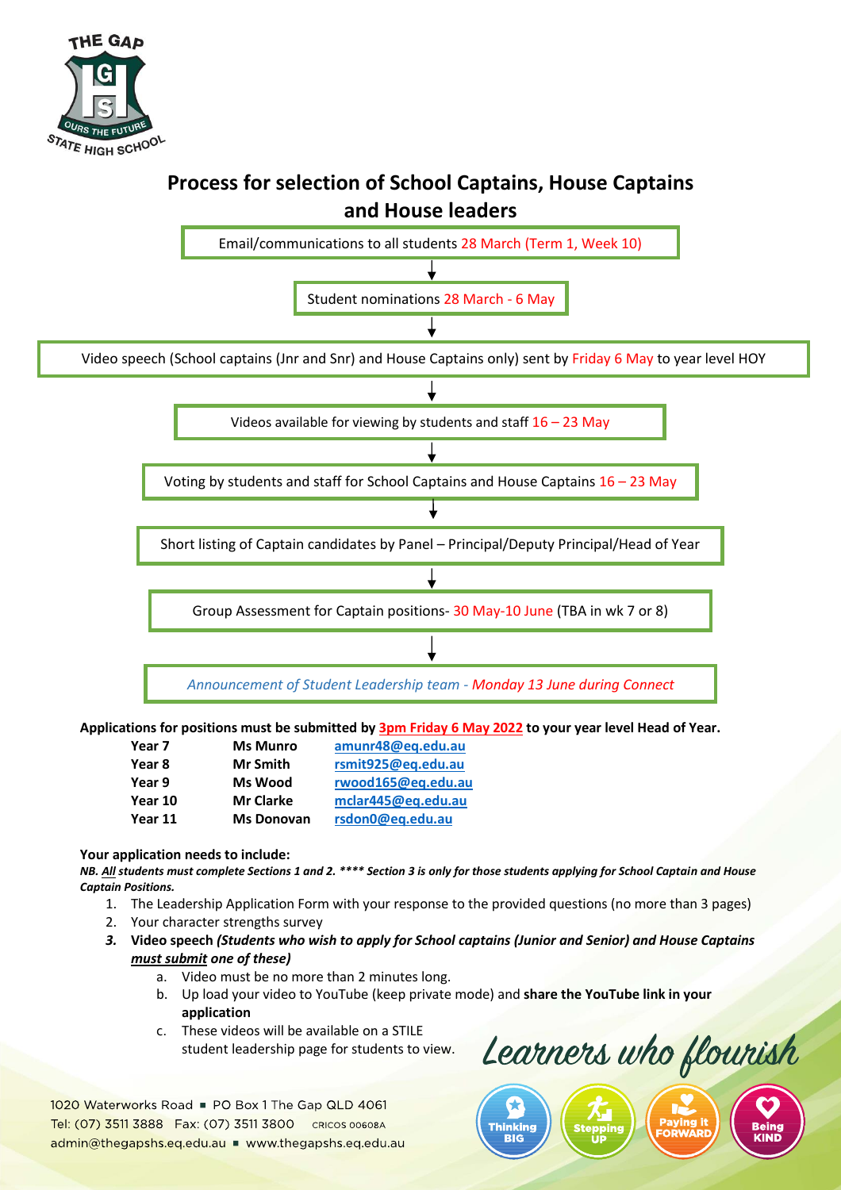## Process for selection of School Captains, House Captains and House leaders

Email/communications to all students 28 March (Term 1, Week 10)

↓

Student nominations 28 March - 6 May

↓

Video speech (School captains (Jnr and Snr) and House Captains only) sent by Friday 6 May to year level HOY

↓

Videos available for viewing by students and staff 16 – 23 May

↓

Voting by students and staff for School Captains and House Captains 16 – 23 May

↓

Short listing of Captain candidates by Panel – Principal/Deputy Principal/Head of Year

↓

Group Assessment for Captain positions- 30 May-10 June (TBA in wk 7 or 8)

↓

*Announcement of Student Leadership team - Monday 13 June during Connect*

**Applications for positions must be submitted by 3pm Friday 6 May 2022 to your year level Head of Year.**

| | | |
|---|---|---|
| **Year 7** | **Ms Munro** | **amunr48@eq.edu.au** |
| **Year 8** | **Mr Smith** | **rsmit925@eq.edu.au** |
| **Year 9** | **Ms Wood** | **rwood165@eq.edu.au** |
| **Year 10** | **Mr Clarke** | **mclar445@eq.edu.au** |
| **Year 11** | **Ms Donovan** | **rsdon0@eq.edu.au** |

**Your application needs to include:**

***NB. All students must complete Sections 1 and 2. **** Section 3 is only for those students applying for School Captain and House Captain Positions.***

1. The Leadership Application Form with your response to the provided questions (no more than 3 pages)
2. Your character strengths survey
3. **Video speech *(Students who wish to apply for School captains (Junior and Senior) and House Captains must submit one of these)***
   a. Video must be no more than 2 minutes long.
   b. Up load your video to YouTube (keep private mode) and **share the YouTube link in your application**
   c. These videos will be available on a STILE student leadership page for students to view.

Learners who flourish

Thinking BIG | Stepping UP | Paying it FORWARD | Being KIND

1020 Waterworks Road ▪ PO Box 1 The Gap QLD 4061
Tel: (07) 3511 3888 Fax: (07) 3511 3800 CRICOS 00608A
admin@thegapshs.eq.edu.au ▪ www.thegapshs.eq.edu.au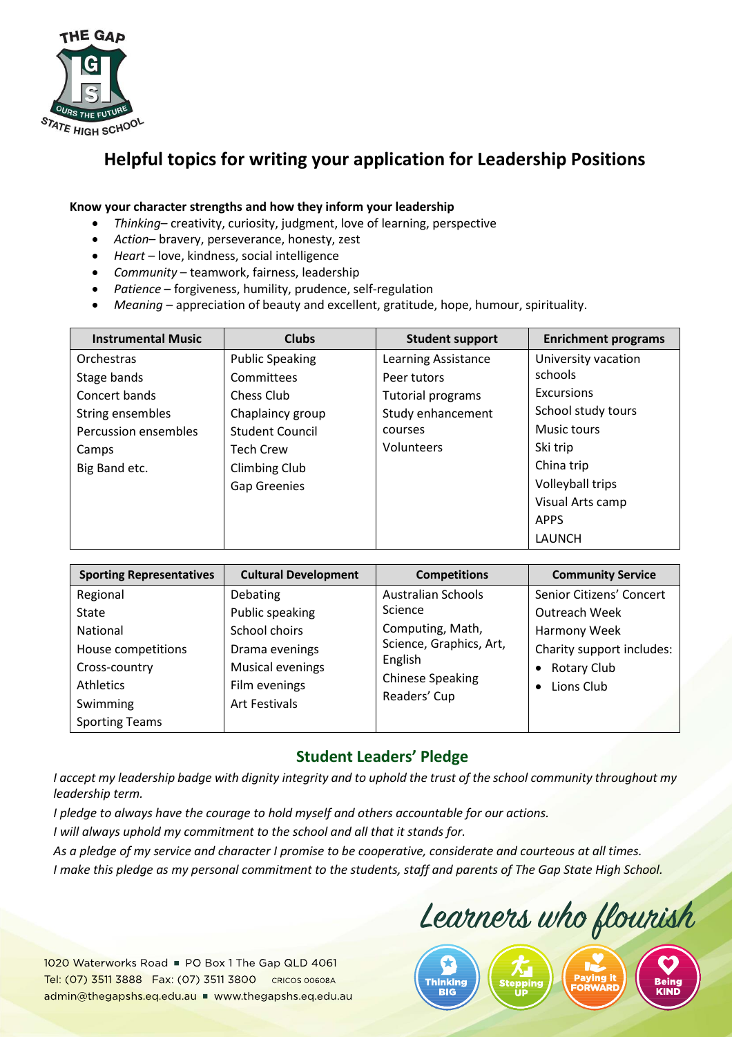# Helpful topics for writing your application for Leadership Positions

**Know your character strengths and how they inform your leadership**

- *Thinking*– creativity, curiosity, judgment, love of learning, perspective
- *Action*– bravery, perseverance, honesty, zest
- *Heart* – love, kindness, social intelligence
- *Community* – teamwork, fairness, leadership
- *Patience* – forgiveness, humility, prudence, self-regulation
- *Meaning* – appreciation of beauty and excellent, gratitude, hope, humour, spirituality.

| Instrumental Music | Clubs | Student support | Enrichment programs |
|---|---|---|---|
| Orchestras<br>Stage bands<br>Concert bands<br>String ensembles<br>Percussion ensembles<br>Camps<br>Big Band etc. | Public Speaking<br>Committees<br>Chess Club<br>Chaplaincy group<br>Student Council<br>Tech Crew<br>Climbing Club<br>Gap Greenies | Learning Assistance<br>Peer tutors<br>Tutorial programs<br>Study enhancement courses<br>Volunteers | University vacation schools<br>Excursions<br>School study tours<br>Music tours<br>Ski trip<br>China trip<br>Volleyball trips<br>Visual Arts camp<br>APPS<br>LAUNCH |

| Sporting Representatives | Cultural Development | Competitions | Community Service |
|---|---|---|---|
| Regional<br>State<br>National<br>House competitions<br>Cross-country<br>Athletics<br>Swimming<br>Sporting Teams | Debating<br>Public speaking<br>School choirs<br>Drama evenings<br>Musical evenings<br>Film evenings<br>Art Festivals | Australian Schools Science<br>Computing, Math, Science, Graphics, Art, English<br>Chinese Speaking<br>Readers' Cup | Senior Citizens' Concert<br>Outreach Week<br>Harmony Week<br>Charity support includes:<br>• Rotary Club<br>• Lions Club |

## Student Leaders' Pledge

*I accept my leadership badge with dignity integrity and to uphold the trust of the school community throughout my leadership term.*

*I pledge to always have the courage to hold myself and others accountable for our actions.*

*I will always uphold my commitment to the school and all that it stands for.*

*As a pledge of my service and character I promise to be cooperative, considerate and courteous at all times.*

*I make this pledge as my personal commitment to the students, staff and parents of The Gap State High School.*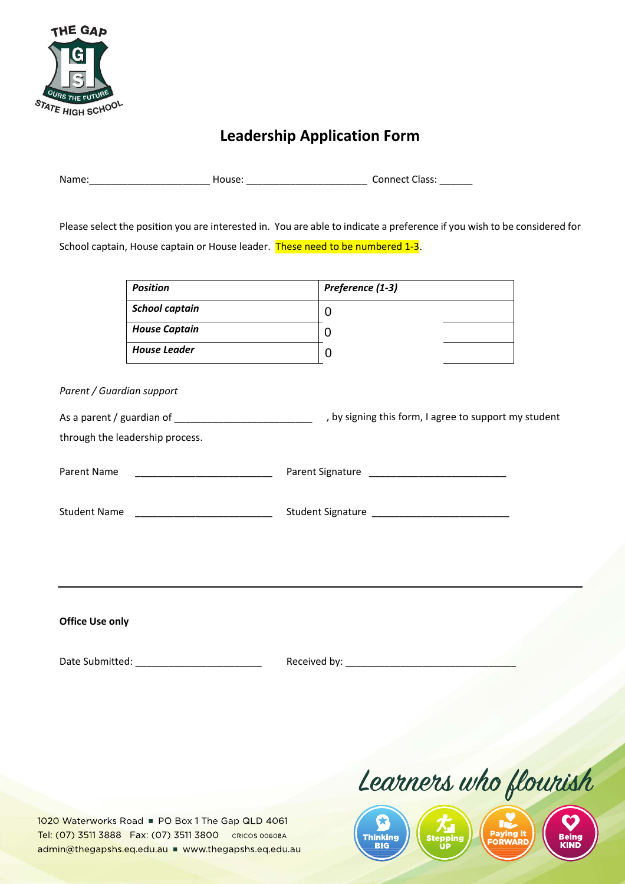# Leadership Application Form

Name:______________________ House: ______________________ Connect Class: ______

Please select the position you are interested in. You are able to indicate a preference if you wish to be considered for School captain, House captain or House leader. These need to be numbered 1-3.

| *Position* | *Preference (1-3)* |
|---|---|
| *School captain* | 0 |
| *House Captain* | 0 |
| *House Leader* | 0 |

*Parent / Guardian support*

As a parent / guardian of _________________________ , by signing this form, I agree to support my student through the leadership process.

Parent Name _________________________ Parent Signature _________________________

Student Name _________________________ Student Signature _________________________

**Office Use only**

Date Submitted: _______________________ Received by: _______________________________

Learners who flourish

Thinking BIG | Stepping UP | Paying it FORWARD | Being KIND

1020 Waterworks Road ■ PO Box 1 The Gap QLD 4061
Tel: (07) 3511 3888 Fax: (07) 3511 3800 CRICOS 00608A
admin@thegapshs.eq.edu.au ■ www.thegapshs.eq.edu.au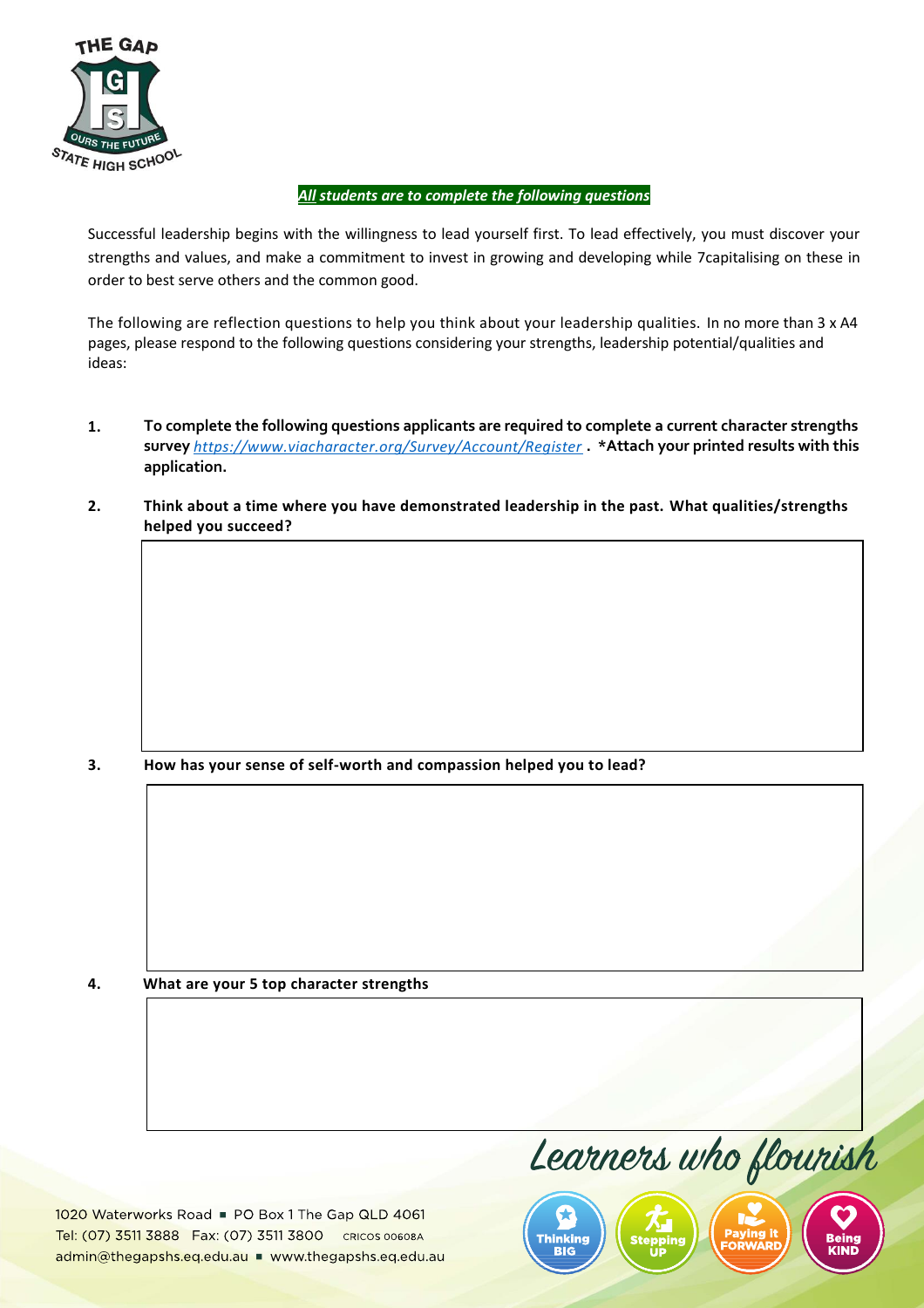***All students are to complete the following questions***

Successful leadership begins with the willingness to lead yourself first. To lead effectively, you must discover your strengths and values, and make a commitment to invest in growing and developing while 7capitalising on these in order to best serve others and the common good.

The following are reflection questions to help you think about your leadership qualities. In no more than 3 x A4 pages, please respond to the following questions considering your strengths, leadership potential/qualities and ideas:

1. **To complete the following questions applicants are required to complete a current character strengths survey** *https://www.viacharacter.org/Survey/Account/Register* **. \*Attach your printed results with this application.**

2. **Think about a time where you have demonstrated leadership in the past. What qualities/strengths helped you succeed?**

| |
|---|
| |

3. **How has your sense of self-worth and compassion helped you to lead?**

| |
|---|
| |

4. **What are your 5 top character strengths**

| |
|---|
| |

Learners who flourish

Thinking BIG | Stepping UP | Paying it FORWARD | Being KIND

1020 Waterworks Road ■ PO Box 1 The Gap QLD 4061
Tel: (07) 3511 3888 Fax: (07) 3511 3800 CRICOS 00608A
admin@thegapshs.eq.edu.au ■ www.thegapshs.eq.edu.au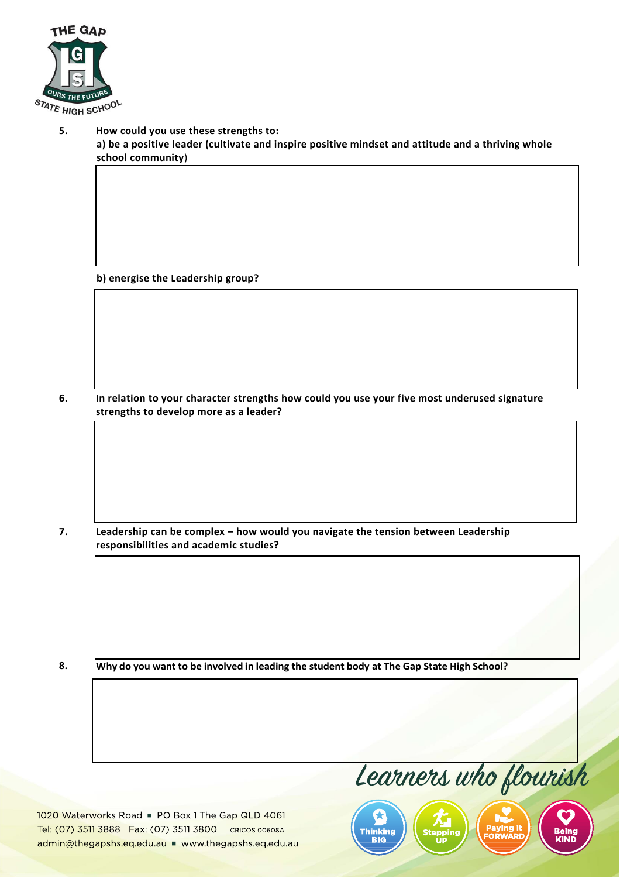**5. How could you use these strengths to:**

**a) be a positive leader (cultivate and inspire positive mindset and attitude and a thriving whole school community)**

**b) energise the Leadership group?**

**6. In relation to your character strengths how could you use your five most underused signature strengths to develop more as a leader?**

**7. Leadership can be complex – how would you navigate the tension between Leadership responsibilities and academic studies?**

**8. Why do you want to be involved in leading the student body at The Gap State High School?**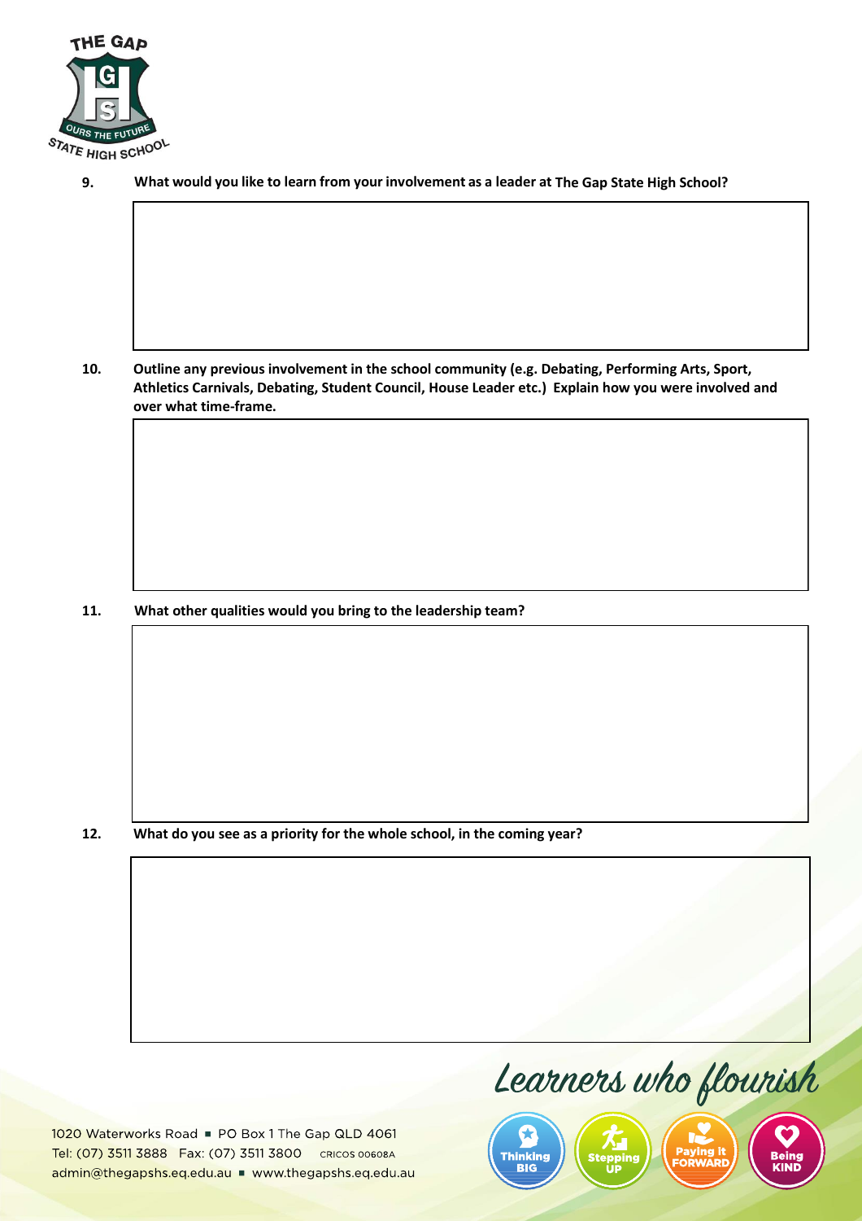9. **What would you like to learn from your involvement as a leader at The Gap State High School?**

10. **Outline any previous involvement in the school community (e.g. Debating, Performing Arts, Sport, Athletics Carnivals, Debating, Student Council, House Leader etc.) Explain how you were involved and over what time-frame.**

11. **What other qualities would you bring to the leadership team?**

12. **What do you see as a priority for the whole school, in the coming year?**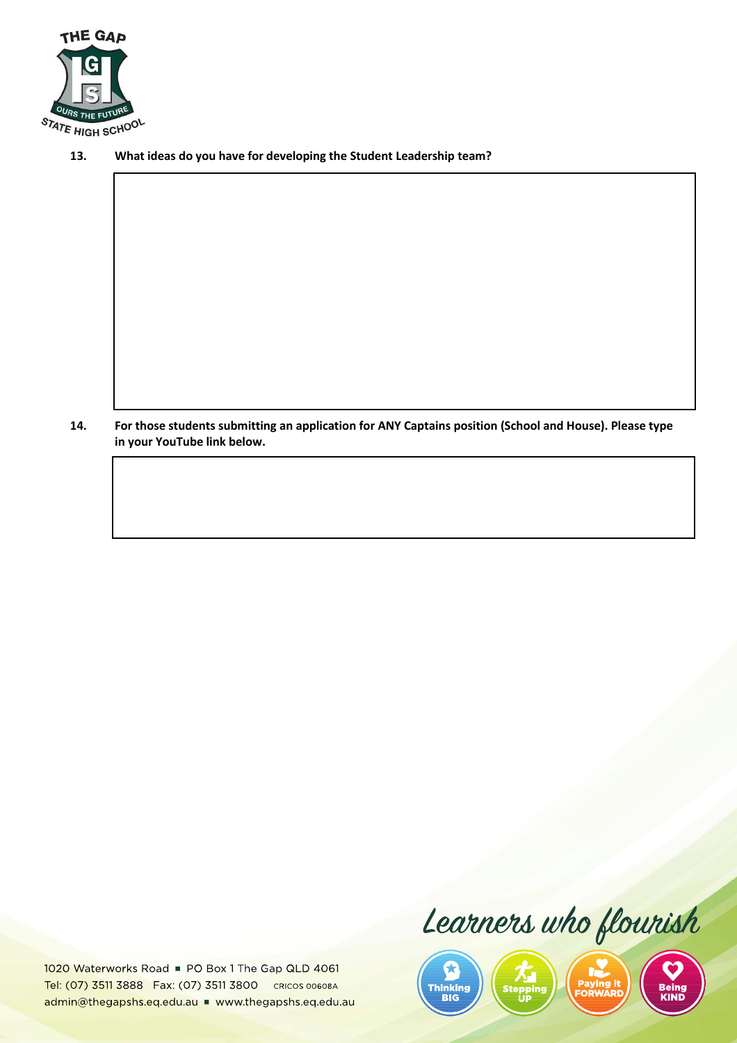**13. What ideas do you have for developing the Student Leadership team?**

**14. For those students submitting an application for ANY Captains position (School and House). Please type in your YouTube link below.**